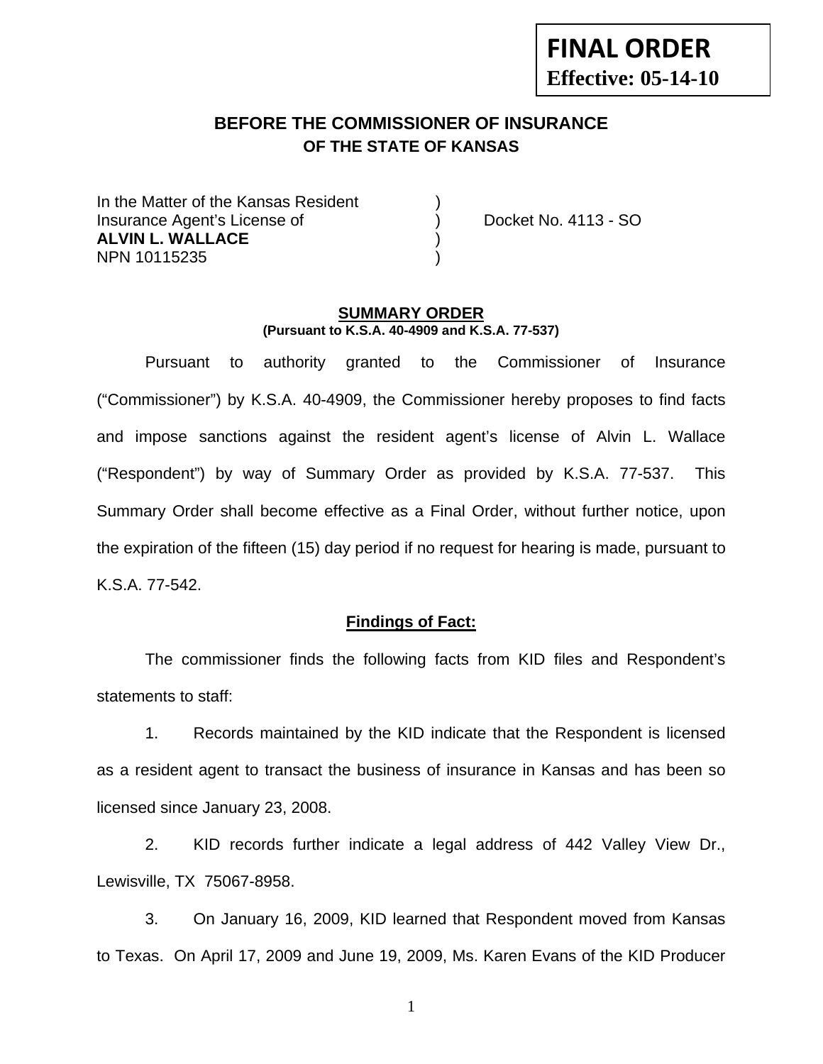**FINAL ORDER**
**Effective: 05-14-10**

## BEFORE THE COMMISSIONER OF INSURANCE
### OF THE STATE OF KANSAS

| | | |
|---|---|---|
| In the Matter of the Kansas Resident | ) | |
| Insurance Agent's License of | ) | Docket No. 4113 - SO |
| **ALVIN L. WALLACE** | ) | |
| NPN 10115235 | ) | |

### SUMMARY ORDER
**(Pursuant to K.S.A. 40-4909 and K.S.A. 77-537)**

Pursuant to authority granted to the Commissioner of Insurance ("Commissioner") by K.S.A. 40-4909, the Commissioner hereby proposes to find facts and impose sanctions against the resident agent's license of Alvin L. Wallace ("Respondent") by way of Summary Order as provided by K.S.A. 77-537. This Summary Order shall become effective as a Final Order, without further notice, upon the expiration of the fifteen (15) day period if no request for hearing is made, pursuant to K.S.A. 77-542.

#### Findings of Fact:

The commissioner finds the following facts from KID files and Respondent's statements to staff:

1. Records maintained by the KID indicate that the Respondent is licensed as a resident agent to transact the business of insurance in Kansas and has been so licensed since January 23, 2008.

2. KID records further indicate a legal address of 442 Valley View Dr., Lewisville, TX 75067-8958.

3. On January 16, 2009, KID learned that Respondent moved from Kansas to Texas. On April 17, 2009 and June 19, 2009, Ms. Karen Evans of the KID Producer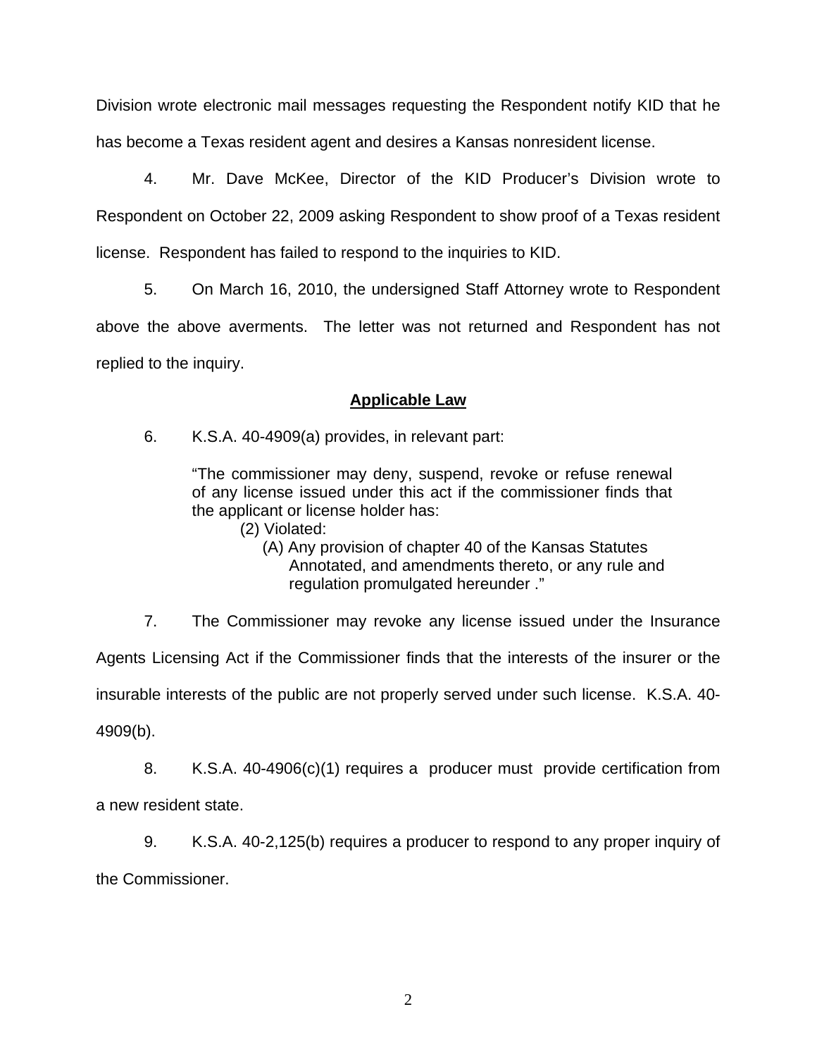Division wrote electronic mail messages requesting the Respondent notify KID that he has become a Texas resident agent and desires a Kansas nonresident license.

4. Mr. Dave McKee, Director of the KID Producer's Division wrote to Respondent on October 22, 2009 asking Respondent to show proof of a Texas resident license. Respondent has failed to respond to the inquiries to KID.

5. On March 16, 2010, the undersigned Staff Attorney wrote to Respondent above the above averments. The letter was not returned and Respondent has not replied to the inquiry.

## Applicable Law

6. K.S.A. 40-4909(a) provides, in relevant part:

> "The commissioner may deny, suspend, revoke or refuse renewal of any license issued under this act if the commissioner finds that the applicant or license holder has:
>
> (2) Violated:
>
> (A) Any provision of chapter 40 of the Kansas Statutes Annotated, and amendments thereto, or any rule and regulation promulgated hereunder ."

7. The Commissioner may revoke any license issued under the Insurance Agents Licensing Act if the Commissioner finds that the interests of the insurer or the insurable interests of the public are not properly served under such license. K.S.A. 40-4909(b).

8. K.S.A. 40-4906(c)(1) requires a producer must provide certification from a new resident state.

9. K.S.A. 40-2,125(b) requires a producer to respond to any proper inquiry of the Commissioner.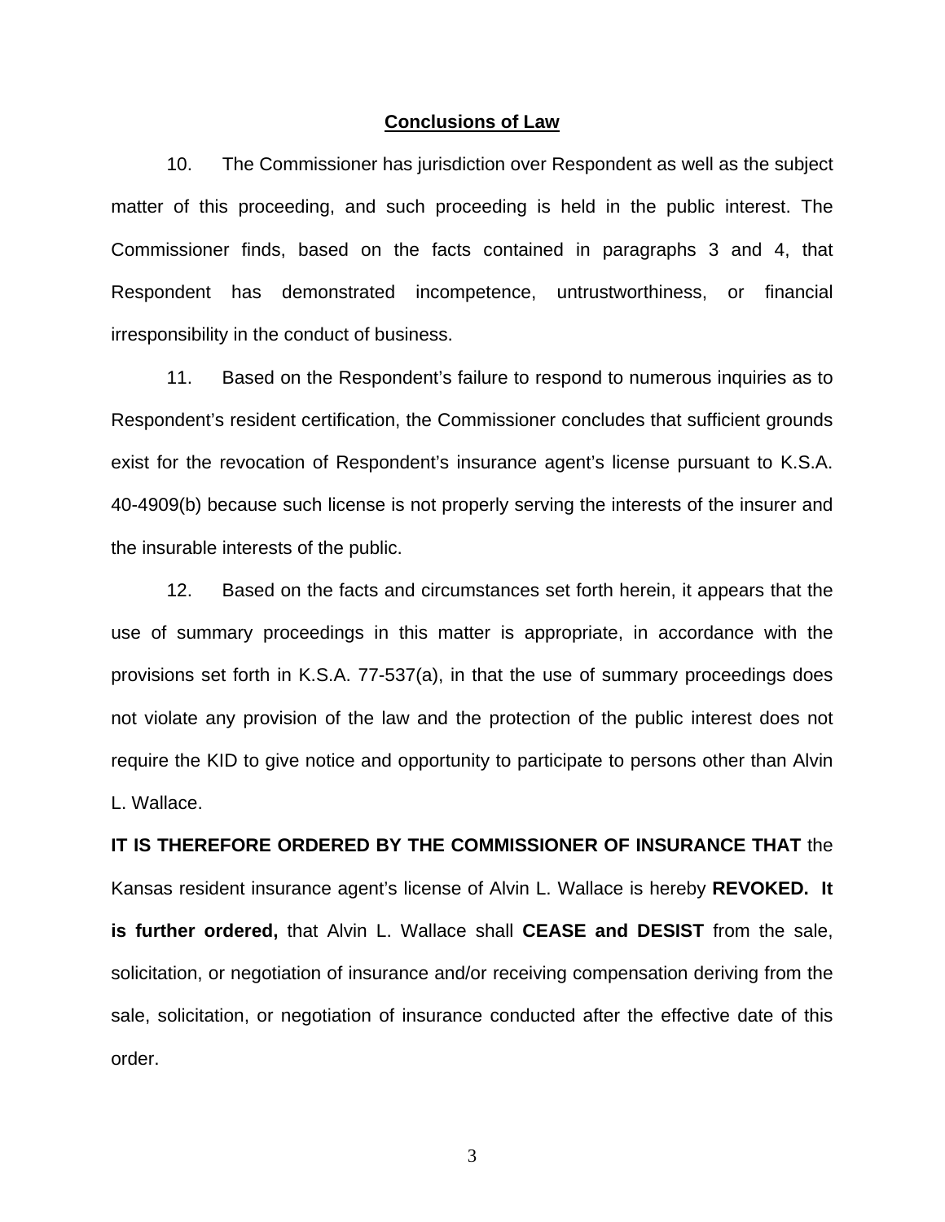## Conclusions of Law

10. The Commissioner has jurisdiction over Respondent as well as the subject matter of this proceeding, and such proceeding is held in the public interest. The Commissioner finds, based on the facts contained in paragraphs 3 and 4, that Respondent has demonstrated incompetence, untrustworthiness, or financial irresponsibility in the conduct of business.

11. Based on the Respondent's failure to respond to numerous inquiries as to Respondent's resident certification, the Commissioner concludes that sufficient grounds exist for the revocation of Respondent's insurance agent's license pursuant to K.S.A. 40-4909(b) because such license is not properly serving the interests of the insurer and the insurable interests of the public.

12. Based on the facts and circumstances set forth herein, it appears that the use of summary proceedings in this matter is appropriate, in accordance with the provisions set forth in K.S.A. 77-537(a), in that the use of summary proceedings does not violate any provision of the law and the protection of the public interest does not require the KID to give notice and opportunity to participate to persons other than Alvin L. Wallace.

**IT IS THEREFORE ORDERED BY THE COMMISSIONER OF INSURANCE THAT** the Kansas resident insurance agent's license of Alvin L. Wallace is hereby **REVOKED. It is further ordered,** that Alvin L. Wallace shall **CEASE and DESIST** from the sale, solicitation, or negotiation of insurance and/or receiving compensation deriving from the sale, solicitation, or negotiation of insurance conducted after the effective date of this order.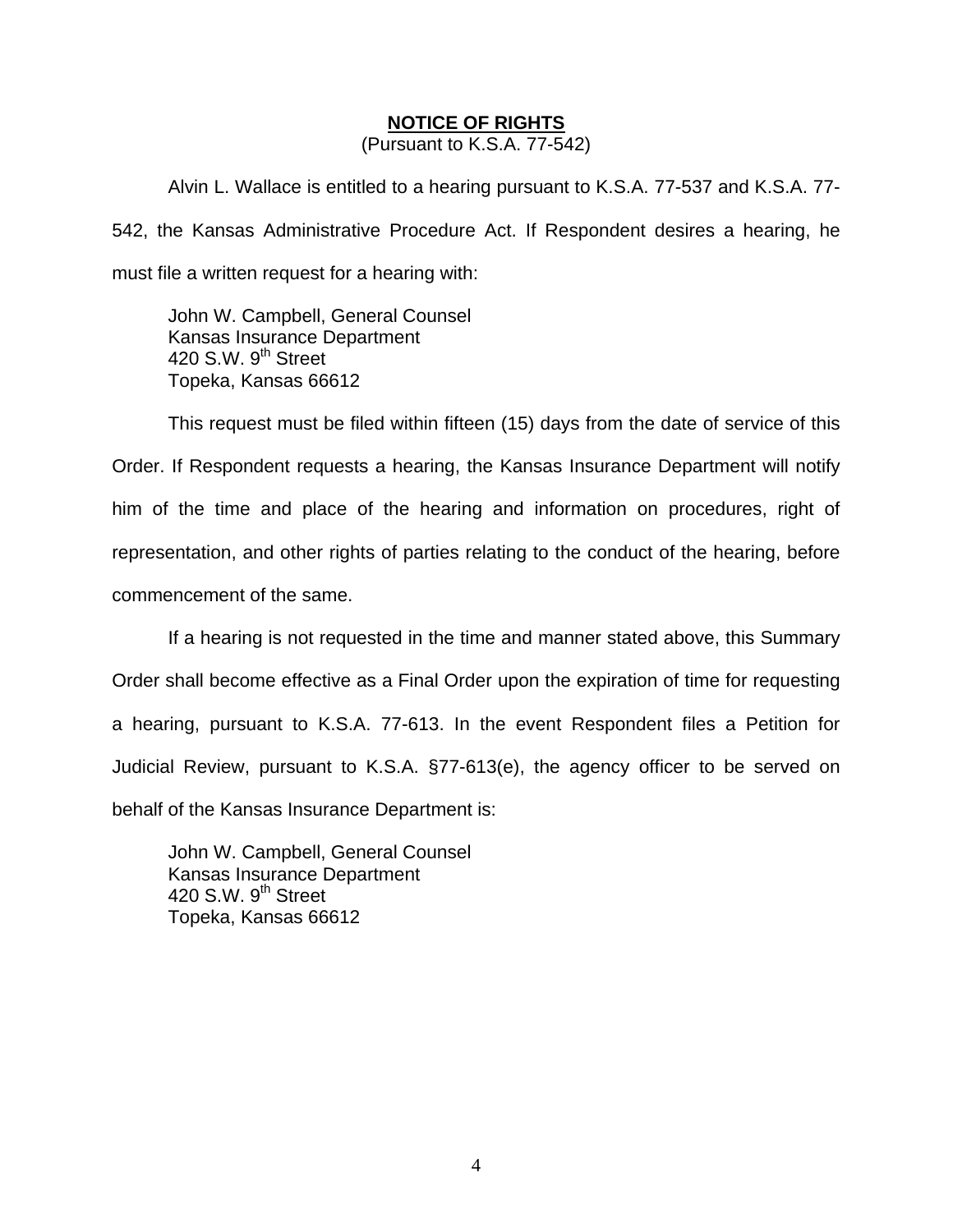**NOTICE OF RIGHTS**

(Pursuant to K.S.A. 77-542)

Alvin L. Wallace is entitled to a hearing pursuant to K.S.A. 77-537 and K.S.A. 77-542, the Kansas Administrative Procedure Act. If Respondent desires a hearing, he must file a written request for a hearing with:

John W. Campbell, General Counsel
Kansas Insurance Department
420 S.W. 9th Street
Topeka, Kansas 66612

This request must be filed within fifteen (15) days from the date of service of this Order. If Respondent requests a hearing, the Kansas Insurance Department will notify him of the time and place of the hearing and information on procedures, right of representation, and other rights of parties relating to the conduct of the hearing, before commencement of the same.

If a hearing is not requested in the time and manner stated above, this Summary Order shall become effective as a Final Order upon the expiration of time for requesting a hearing, pursuant to K.S.A. 77-613. In the event Respondent files a Petition for Judicial Review, pursuant to K.S.A. §77-613(e), the agency officer to be served on behalf of the Kansas Insurance Department is:

John W. Campbell, General Counsel
Kansas Insurance Department
420 S.W. 9th Street
Topeka, Kansas 66612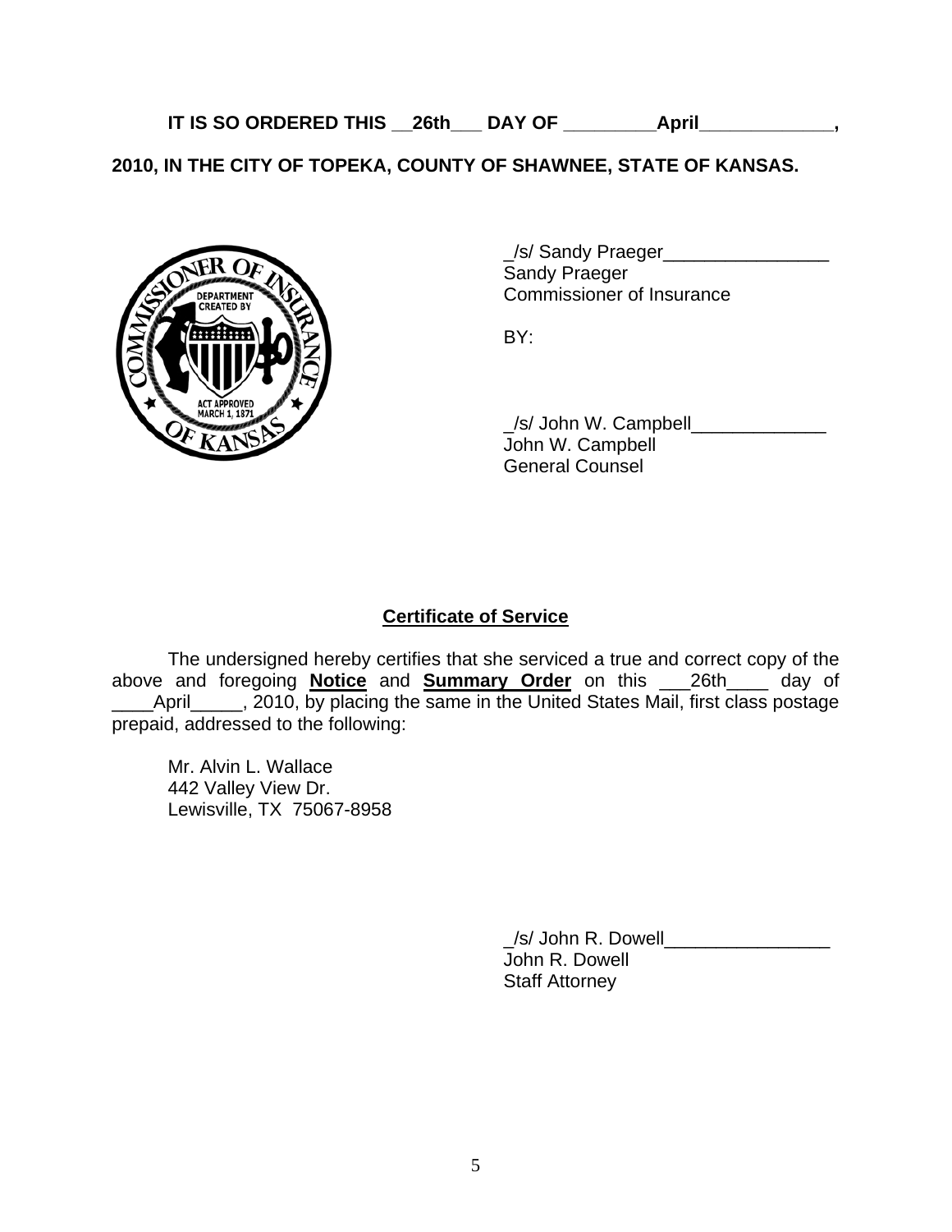**IT IS SO ORDERED THIS __26th___ DAY OF _________April_____________,**

**2010, IN THE CITY OF TOPEKA, COUNTY OF SHAWNEE, STATE OF KANSAS.**

_/s/ Sandy Praeger________________
Sandy Praeger
Commissioner of Insurance

BY:

_/s/ John W. Campbell_____________
John W. Campbell
General Counsel

**Certificate of Service**

The undersigned hereby certifies that she serviced a true and correct copy of the above and foregoing **Notice** and **Summary Order** on this ___26th____ day of ____April_____, 2010, by placing the same in the United States Mail, first class postage prepaid, addressed to the following:

Mr. Alvin L. Wallace
442 Valley View Dr.
Lewisville, TX 75067-8958

_/s/ John R. Dowell________________
John R. Dowell
Staff Attorney